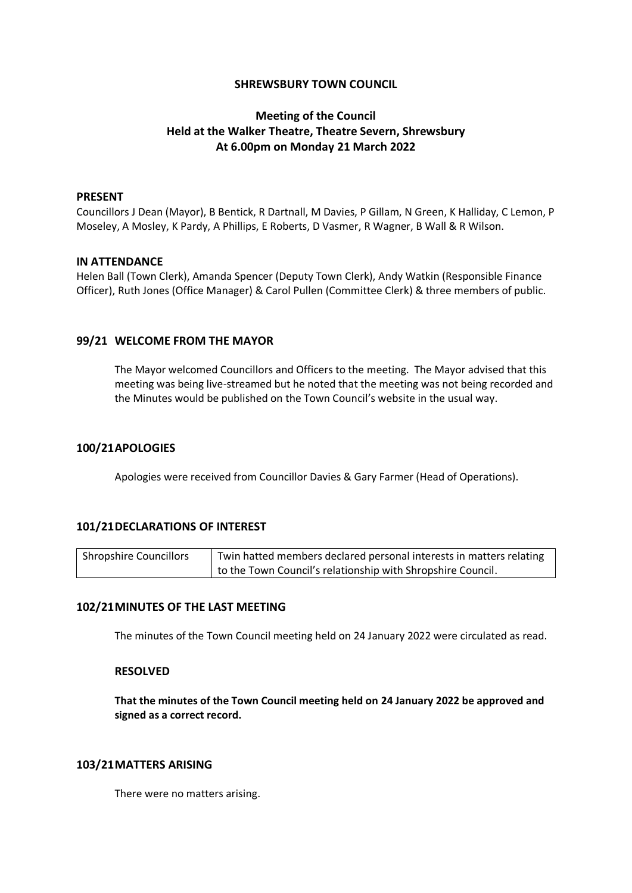**SHREWSBURY TOWN COUNCIL**

**Meeting of the Council**
**Held at the Walker Theatre, Theatre Severn, Shrewsbury**
**At 6.00pm on Monday 21 March 2022**

## PRESENT

Councillors J Dean (Mayor), B Bentick, R Dartnall, M Davies, P Gillam, N Green, K Halliday, C Lemon, P Moseley, A Mosley, K Pardy, A Phillips, E Roberts, D Vasmer, R Wagner, B Wall & R Wilson.

## IN ATTENDANCE

Helen Ball (Town Clerk), Amanda Spencer (Deputy Town Clerk), Andy Watkin (Responsible Finance Officer), Ruth Jones (Office Manager) & Carol Pullen (Committee Clerk) & three members of public.

## 99/21 WELCOME FROM THE MAYOR

The Mayor welcomed Councillors and Officers to the meeting. The Mayor advised that this meeting was being live-streamed but he noted that the meeting was not being recorded and the Minutes would be published on the Town Council's website in the usual way.

## 100/21 APOLOGIES

Apologies were received from Councillor Davies & Gary Farmer (Head of Operations).

## 101/21 DECLARATIONS OF INTEREST

| Shropshire Councillors | Twin hatted members declared personal interests in matters relating to the Town Council's relationship with Shropshire Council. |
|---|---|

## 102/21 MINUTES OF THE LAST MEETING

The minutes of the Town Council meeting held on 24 January 2022 were circulated as read.

**RESOLVED**

**That the minutes of the Town Council meeting held on 24 January 2022 be approved and signed as a correct record.**

## 103/21 MATTERS ARISING

There were no matters arising.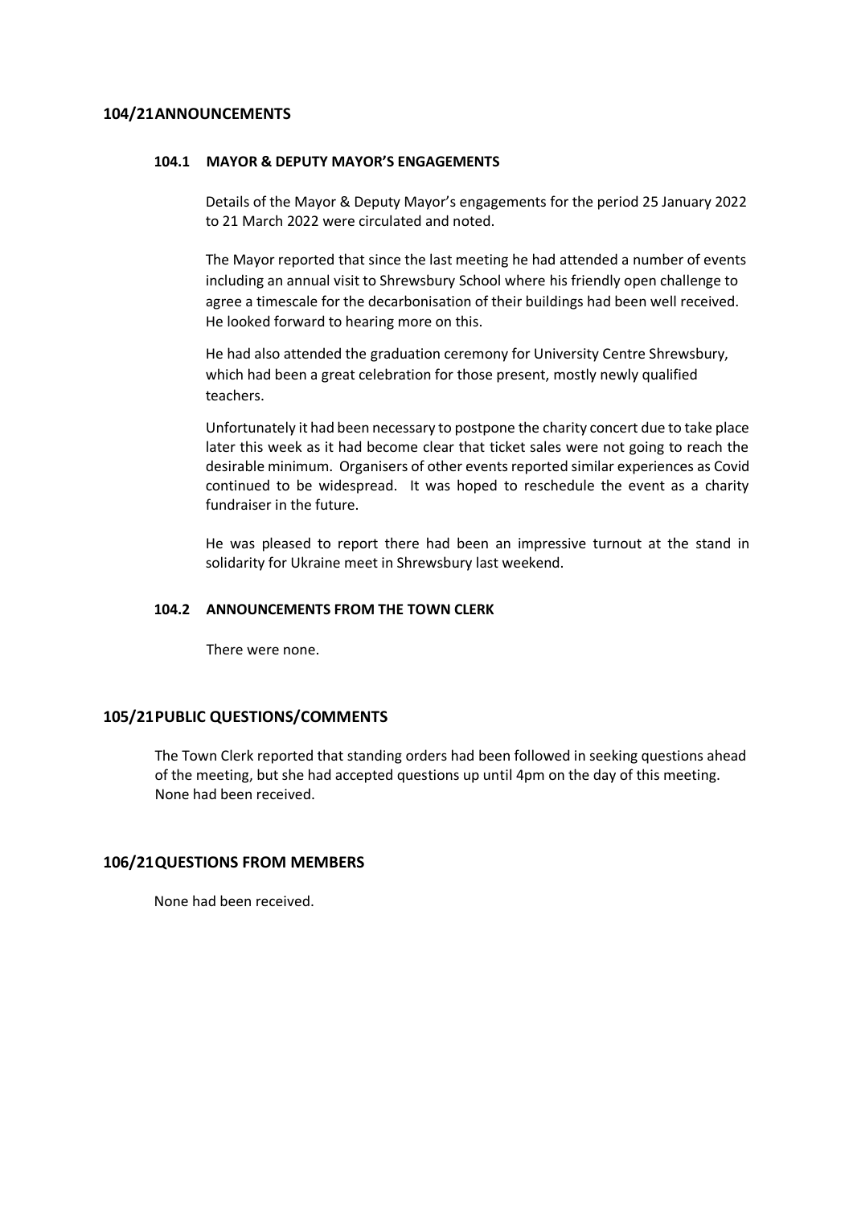## 104/21 ANNOUNCEMENTS

### 104.1 MAYOR & DEPUTY MAYOR'S ENGAGEMENTS

Details of the Mayor & Deputy Mayor's engagements for the period 25 January 2022 to 21 March 2022 were circulated and noted.

The Mayor reported that since the last meeting he had attended a number of events including an annual visit to Shrewsbury School where his friendly open challenge to agree a timescale for the decarbonisation of their buildings had been well received. He looked forward to hearing more on this.

He had also attended the graduation ceremony for University Centre Shrewsbury, which had been a great celebration for those present, mostly newly qualified teachers.

Unfortunately it had been necessary to postpone the charity concert due to take place later this week as it had become clear that ticket sales were not going to reach the desirable minimum. Organisers of other events reported similar experiences as Covid continued to be widespread. It was hoped to reschedule the event as a charity fundraiser in the future.

He was pleased to report there had been an impressive turnout at the stand in solidarity for Ukraine meet in Shrewsbury last weekend.

### 104.2 ANNOUNCEMENTS FROM THE TOWN CLERK

There were none.

## 105/21 PUBLIC QUESTIONS/COMMENTS

The Town Clerk reported that standing orders had been followed in seeking questions ahead of the meeting, but she had accepted questions up until 4pm on the day of this meeting. None had been received.

## 106/21 QUESTIONS FROM MEMBERS

None had been received.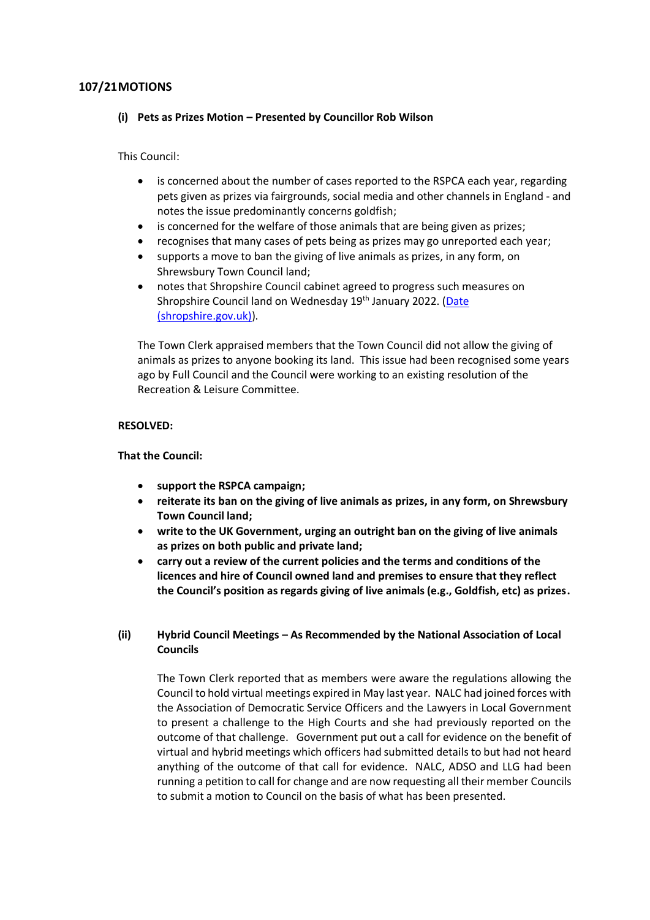## 107/21 MOTIONS

### (i) Pets as Prizes Motion – Presented by Councillor Rob Wilson

This Council:

- is concerned about the number of cases reported to the RSPCA each year, regarding pets given as prizes via fairgrounds, social media and other channels in England - and notes the issue predominantly concerns goldfish;
- is concerned for the welfare of those animals that are being given as prizes;
- recognises that many cases of pets being as prizes may go unreported each year;
- supports a move to ban the giving of live animals as prizes, in any form, on Shrewsbury Town Council land;
- notes that Shropshire Council cabinet agreed to progress such measures on Shropshire Council land on Wednesday 19th January 2022. ([Date (shropshire.gov.uk)](shropshire.gov.uk)).

The Town Clerk appraised members that the Town Council did not allow the giving of animals as prizes to anyone booking its land. This issue had been recognised some years ago by Full Council and the Council were working to an existing resolution of the Recreation & Leisure Committee.

**RESOLVED:**

**That the Council:**

- **support the RSPCA campaign;**
- **reiterate its ban on the giving of live animals as prizes, in any form, on Shrewsbury Town Council land;**
- **write to the UK Government, urging an outright ban on the giving of live animals as prizes on both public and private land;**
- **carry out a review of the current policies and the terms and conditions of the licences and hire of Council owned land and premises to ensure that they reflect the Council's position as regards giving of live animals (e.g., Goldfish, etc) as prizes.**

### (ii) Hybrid Council Meetings – As Recommended by the National Association of Local Councils

The Town Clerk reported that as members were aware the regulations allowing the Council to hold virtual meetings expired in May last year. NALC had joined forces with the Association of Democratic Service Officers and the Lawyers in Local Government to present a challenge to the High Courts and she had previously reported on the outcome of that challenge. Government put out a call for evidence on the benefit of virtual and hybrid meetings which officers had submitted details to but had not heard anything of the outcome of that call for evidence. NALC, ADSO and LLG had been running a petition to call for change and are now requesting all their member Councils to submit a motion to Council on the basis of what has been presented.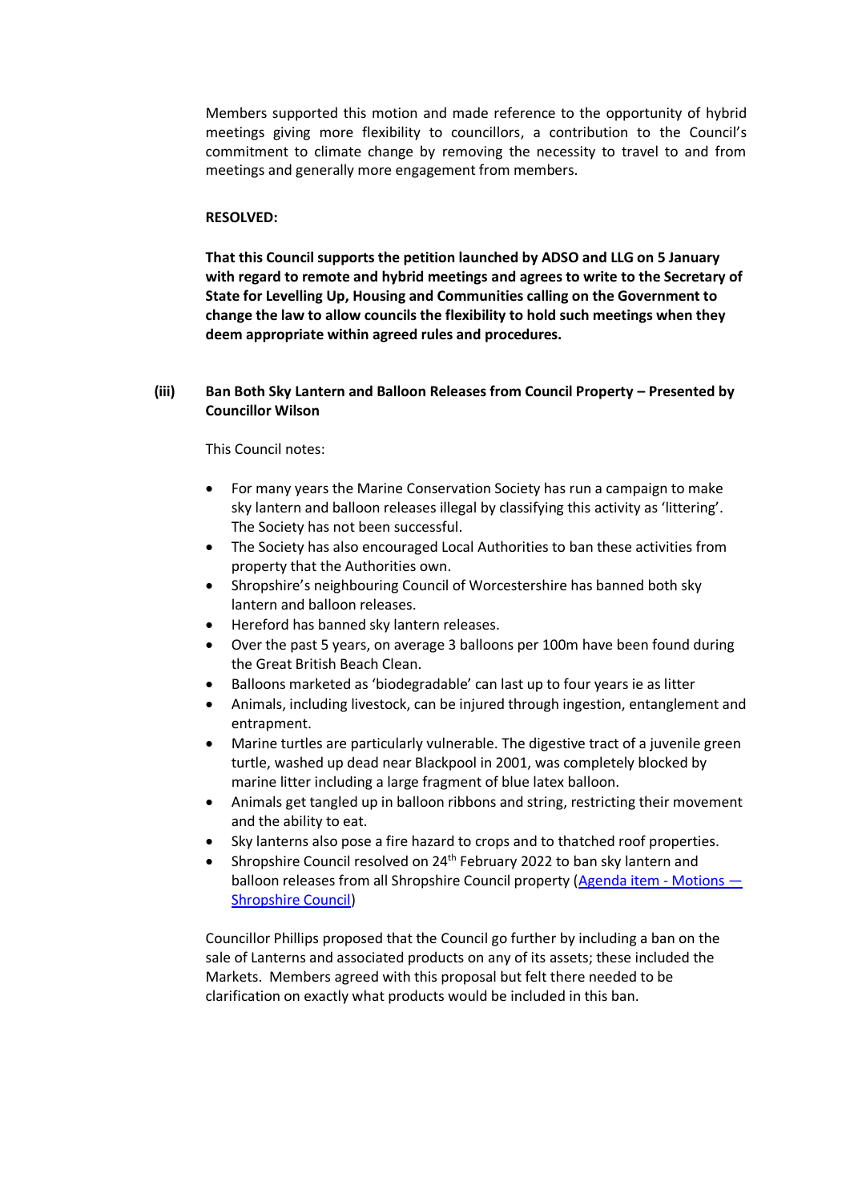Members supported this motion and made reference to the opportunity of hybrid meetings giving more flexibility to councillors, a contribution to the Council's commitment to climate change by removing the necessity to travel to and from meetings and generally more engagement from members.

**RESOLVED:**

**That this Council supports the petition launched by ADSO and LLG on 5 January with regard to remote and hybrid meetings and agrees to write to the Secretary of State for Levelling Up, Housing and Communities calling on the Government to change the law to allow councils the flexibility to hold such meetings when they deem appropriate within agreed rules and procedures.**

**(iii) Ban Both Sky Lantern and Balloon Releases from Council Property – Presented by Councillor Wilson**

This Council notes:

- For many years the Marine Conservation Society has run a campaign to make sky lantern and balloon releases illegal by classifying this activity as 'littering'. The Society has not been successful.
- The Society has also encouraged Local Authorities to ban these activities from property that the Authorities own.
- Shropshire's neighbouring Council of Worcestershire has banned both sky lantern and balloon releases.
- Hereford has banned sky lantern releases.
- Over the past 5 years, on average 3 balloons per 100m have been found during the Great British Beach Clean.
- Balloons marketed as 'biodegradable' can last up to four years ie as litter
- Animals, including livestock, can be injured through ingestion, entanglement and entrapment.
- Marine turtles are particularly vulnerable. The digestive tract of a juvenile green turtle, washed up dead near Blackpool in 2001, was completely blocked by marine litter including a large fragment of blue latex balloon.
- Animals get tangled up in balloon ribbons and string, restricting their movement and the ability to eat.
- Sky lanterns also pose a fire hazard to crops and to thatched roof properties.
- Shropshire Council resolved on 24th February 2022 to ban sky lantern and balloon releases from all Shropshire Council property (Agenda item - Motions — Shropshire Council)

Councillor Phillips proposed that the Council go further by including a ban on the sale of Lanterns and associated products on any of its assets; these included the Markets. Members agreed with this proposal but felt there needed to be clarification on exactly what products would be included in this ban.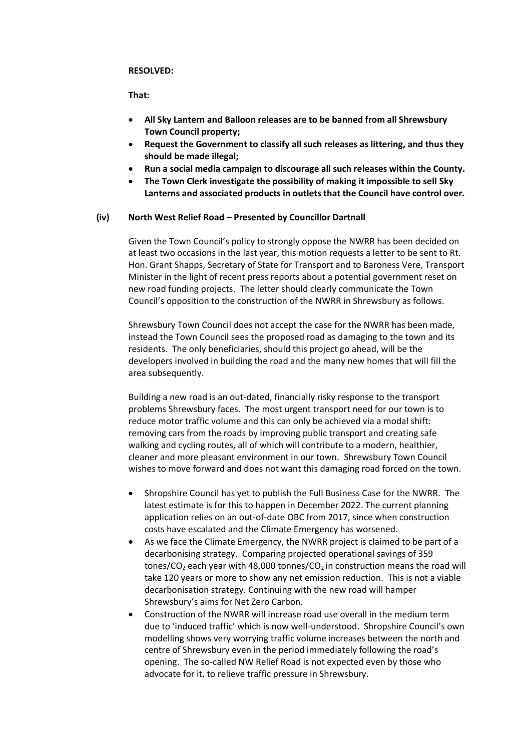**RESOLVED:**

**That:**

- **All Sky Lantern and Balloon releases are to be banned from all Shrewsbury Town Council property;**
- **Request the Government to classify all such releases as littering, and thus they should be made illegal;**
- **Run a social media campaign to discourage all such releases within the County.**
- **The Town Clerk investigate the possibility of making it impossible to sell Sky Lanterns and associated products in outlets that the Council have control over.**

**(iv) North West Relief Road – Presented by Councillor Dartnall**

Given the Town Council's policy to strongly oppose the NWRR has been decided on at least two occasions in the last year, this motion requests a letter to be sent to Rt. Hon. Grant Shapps, Secretary of State for Transport and to Baroness Vere, Transport Minister in the light of recent press reports about a potential government reset on new road funding projects. The letter should clearly communicate the Town Council's opposition to the construction of the NWRR in Shrewsbury as follows.

Shrewsbury Town Council does not accept the case for the NWRR has been made, instead the Town Council sees the proposed road as damaging to the town and its residents. The only beneficiaries, should this project go ahead, will be the developers involved in building the road and the many new homes that will fill the area subsequently.

Building a new road is an out-dated, financially risky response to the transport problems Shrewsbury faces. The most urgent transport need for our town is to reduce motor traffic volume and this can only be achieved via a modal shift: removing cars from the roads by improving public transport and creating safe walking and cycling routes, all of which will contribute to a modern, healthier, cleaner and more pleasant environment in our town. Shrewsbury Town Council wishes to move forward and does not want this damaging road forced on the town.

- Shropshire Council has yet to publish the Full Business Case for the NWRR. The latest estimate is for this to happen in December 2022. The current planning application relies on an out-of-date OBC from 2017, since when construction costs have escalated and the Climate Emergency has worsened.
- As we face the Climate Emergency, the NWRR project is claimed to be part of a decarbonising strategy. Comparing projected operational savings of 359 tones/$CO_2$ each year with 48,000 tonnes/$CO_2$ in construction means the road will take 120 years or more to show any net emission reduction. This is not a viable decarbonisation strategy. Continuing with the new road will hamper Shrewsbury's aims for Net Zero Carbon.
- Construction of the NWRR will increase road use overall in the medium term due to 'induced traffic' which is now well-understood. Shropshire Council's own modelling shows very worrying traffic volume increases between the north and centre of Shrewsbury even in the period immediately following the road's opening. The so-called NW Relief Road is not expected even by those who advocate for it, to relieve traffic pressure in Shrewsbury.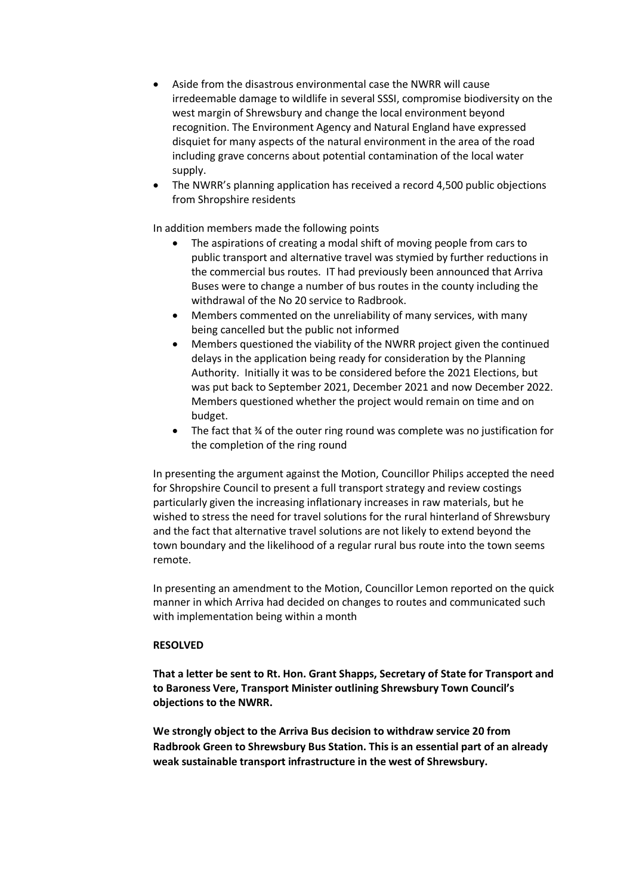- Aside from the disastrous environmental case the NWRR will cause irredeemable damage to wildlife in several SSSI, compromise biodiversity on the west margin of Shrewsbury and change the local environment beyond recognition. The Environment Agency and Natural England have expressed disquiet for many aspects of the natural environment in the area of the road including grave concerns about potential contamination of the local water supply.
- The NWRR's planning application has received a record 4,500 public objections from Shropshire residents

In addition members made the following points

- The aspirations of creating a modal shift of moving people from cars to public transport and alternative travel was stymied by further reductions in the commercial bus routes. IT had previously been announced that Arriva Buses were to change a number of bus routes in the county including the withdrawal of the No 20 service to Radbrook.
- Members commented on the unreliability of many services, with many being cancelled but the public not informed
- Members questioned the viability of the NWRR project given the continued delays in the application being ready for consideration by the Planning Authority. Initially it was to be considered before the 2021 Elections, but was put back to September 2021, December 2021 and now December 2022. Members questioned whether the project would remain on time and on budget.
- The fact that ¾ of the outer ring round was complete was no justification for the completion of the ring round

In presenting the argument against the Motion, Councillor Philips accepted the need for Shropshire Council to present a full transport strategy and review costings particularly given the increasing inflationary increases in raw materials, but he wished to stress the need for travel solutions for the rural hinterland of Shrewsbury and the fact that alternative travel solutions are not likely to extend beyond the town boundary and the likelihood of a regular rural bus route into the town seems remote.

In presenting an amendment to the Motion, Councillor Lemon reported on the quick manner in which Arriva had decided on changes to routes and communicated such with implementation being within a month

**RESOLVED**

**That a letter be sent to Rt. Hon. Grant Shapps, Secretary of State for Transport and to Baroness Vere, Transport Minister outlining Shrewsbury Town Council's objections to the NWRR.**

**We strongly object to the Arriva Bus decision to withdraw service 20 from Radbrook Green to Shrewsbury Bus Station. This is an essential part of an already weak sustainable transport infrastructure in the west of Shrewsbury.**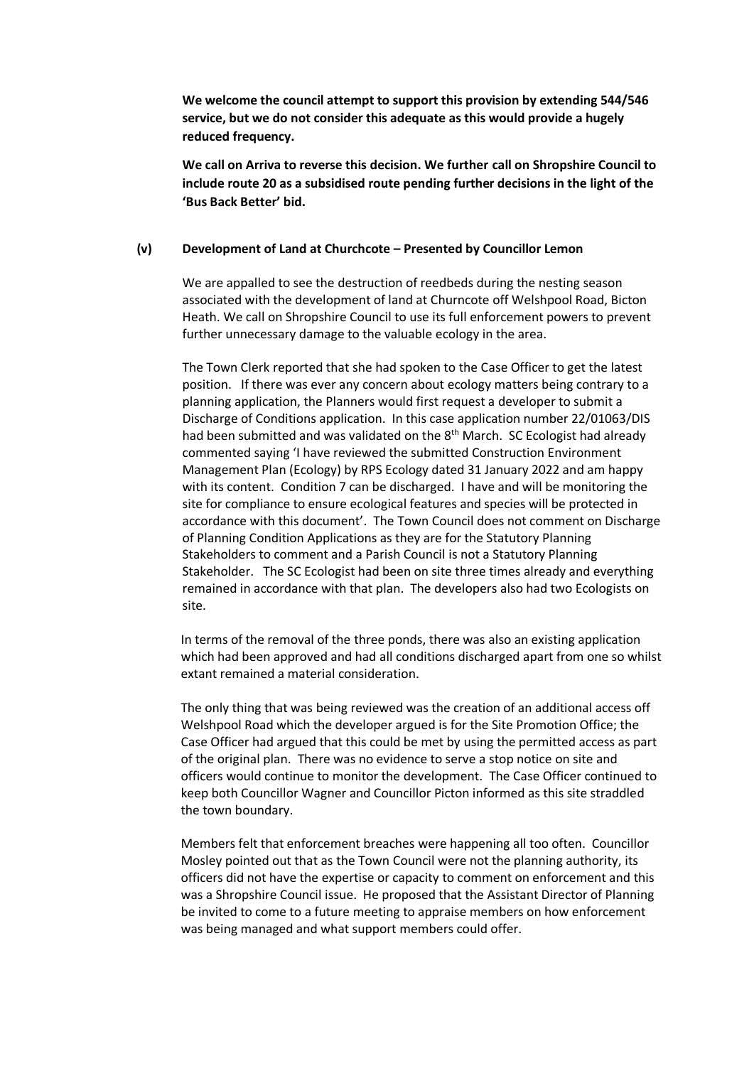**We welcome the council attempt to support this provision by extending 544/546 service, but we do not consider this adequate as this would provide a hugely reduced frequency.**

**We call on Arriva to reverse this decision. We further call on Shropshire Council to include route 20 as a subsidised route pending further decisions in the light of the 'Bus Back Better' bid.**

**(v) Development of Land at Churchcote – Presented by Councillor Lemon**

We are appalled to see the destruction of reedbeds during the nesting season associated with the development of land at Churncote off Welshpool Road, Bicton Heath. We call on Shropshire Council to use its full enforcement powers to prevent further unnecessary damage to the valuable ecology in the area.

The Town Clerk reported that she had spoken to the Case Officer to get the latest position. If there was ever any concern about ecology matters being contrary to a planning application, the Planners would first request a developer to submit a Discharge of Conditions application. In this case application number 22/01063/DIS had been submitted and was validated on the 8th March. SC Ecologist had already commented saying 'I have reviewed the submitted Construction Environment Management Plan (Ecology) by RPS Ecology dated 31 January 2022 and am happy with its content. Condition 7 can be discharged. I have and will be monitoring the site for compliance to ensure ecological features and species will be protected in accordance with this document'. The Town Council does not comment on Discharge of Planning Condition Applications as they are for the Statutory Planning Stakeholders to comment and a Parish Council is not a Statutory Planning Stakeholder. The SC Ecologist had been on site three times already and everything remained in accordance with that plan. The developers also had two Ecologists on site.

In terms of the removal of the three ponds, there was also an existing application which had been approved and had all conditions discharged apart from one so whilst extant remained a material consideration.

The only thing that was being reviewed was the creation of an additional access off Welshpool Road which the developer argued is for the Site Promotion Office; the Case Officer had argued that this could be met by using the permitted access as part of the original plan. There was no evidence to serve a stop notice on site and officers would continue to monitor the development. The Case Officer continued to keep both Councillor Wagner and Councillor Picton informed as this site straddled the town boundary.

Members felt that enforcement breaches were happening all too often. Councillor Mosley pointed out that as the Town Council were not the planning authority, its officers did not have the expertise or capacity to comment on enforcement and this was a Shropshire Council issue. He proposed that the Assistant Director of Planning be invited to come to a future meeting to appraise members on how enforcement was being managed and what support members could offer.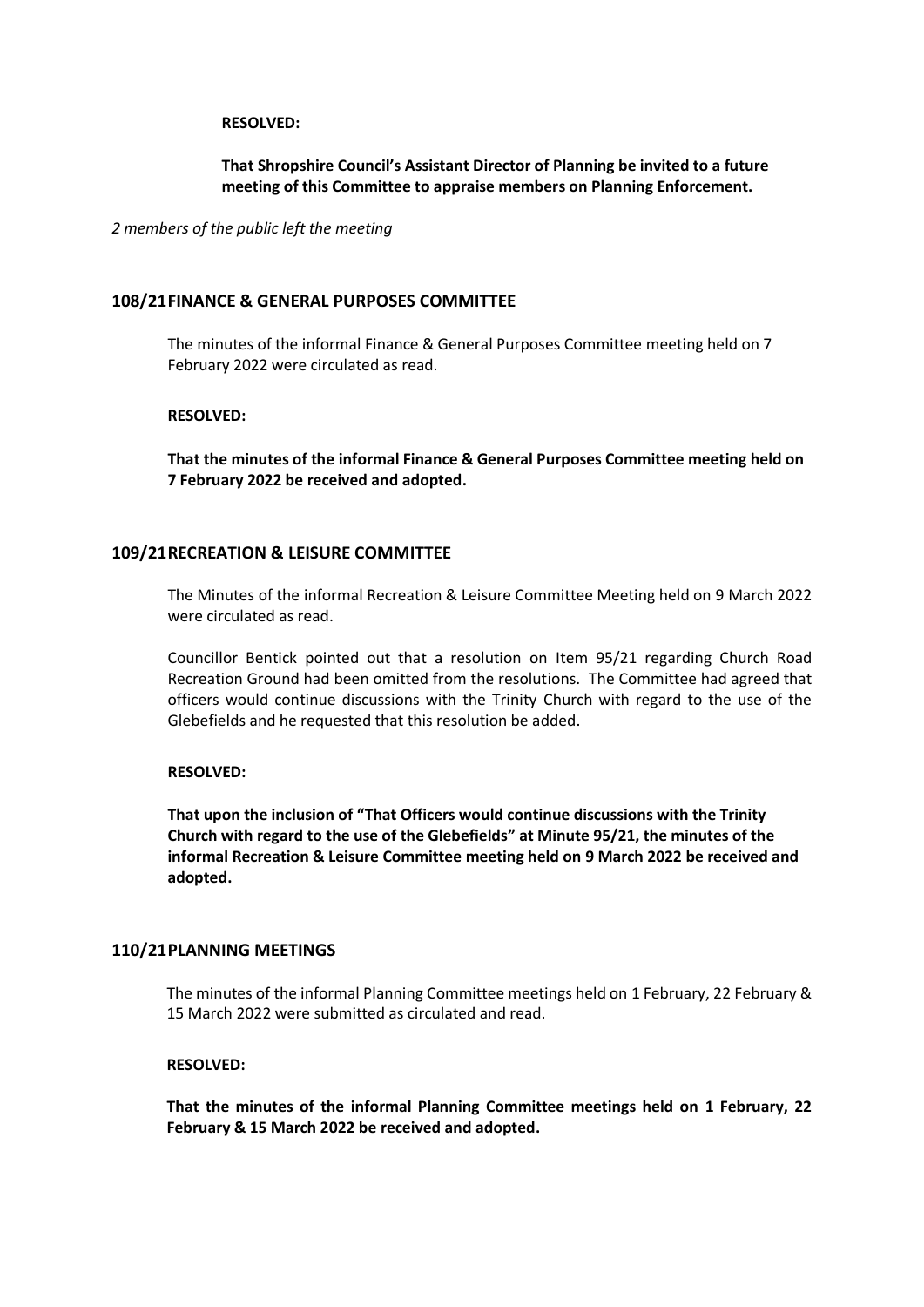**RESOLVED:**

**That Shropshire Council's Assistant Director of Planning be invited to a future meeting of this Committee to appraise members on Planning Enforcement.**

*2 members of the public left the meeting*

## 108/21 FINANCE & GENERAL PURPOSES COMMITTEE

The minutes of the informal Finance & General Purposes Committee meeting held on 7 February 2022 were circulated as read.

**RESOLVED:**

**That the minutes of the informal Finance & General Purposes Committee meeting held on 7 February 2022 be received and adopted.**

## 109/21 RECREATION & LEISURE COMMITTEE

The Minutes of the informal Recreation & Leisure Committee Meeting held on 9 March 2022 were circulated as read.

Councillor Bentick pointed out that a resolution on Item 95/21 regarding Church Road Recreation Ground had been omitted from the resolutions. The Committee had agreed that officers would continue discussions with the Trinity Church with regard to the use of the Glebefields and he requested that this resolution be added.

**RESOLVED:**

**That upon the inclusion of "That Officers would continue discussions with the Trinity Church with regard to the use of the Glebefields" at Minute 95/21, the minutes of the informal Recreation & Leisure Committee meeting held on 9 March 2022 be received and adopted.**

## 110/21 PLANNING MEETINGS

The minutes of the informal Planning Committee meetings held on 1 February, 22 February & 15 March 2022 were submitted as circulated and read.

**RESOLVED:**

**That the minutes of the informal Planning Committee meetings held on 1 February, 22 February & 15 March 2022 be received and adopted.**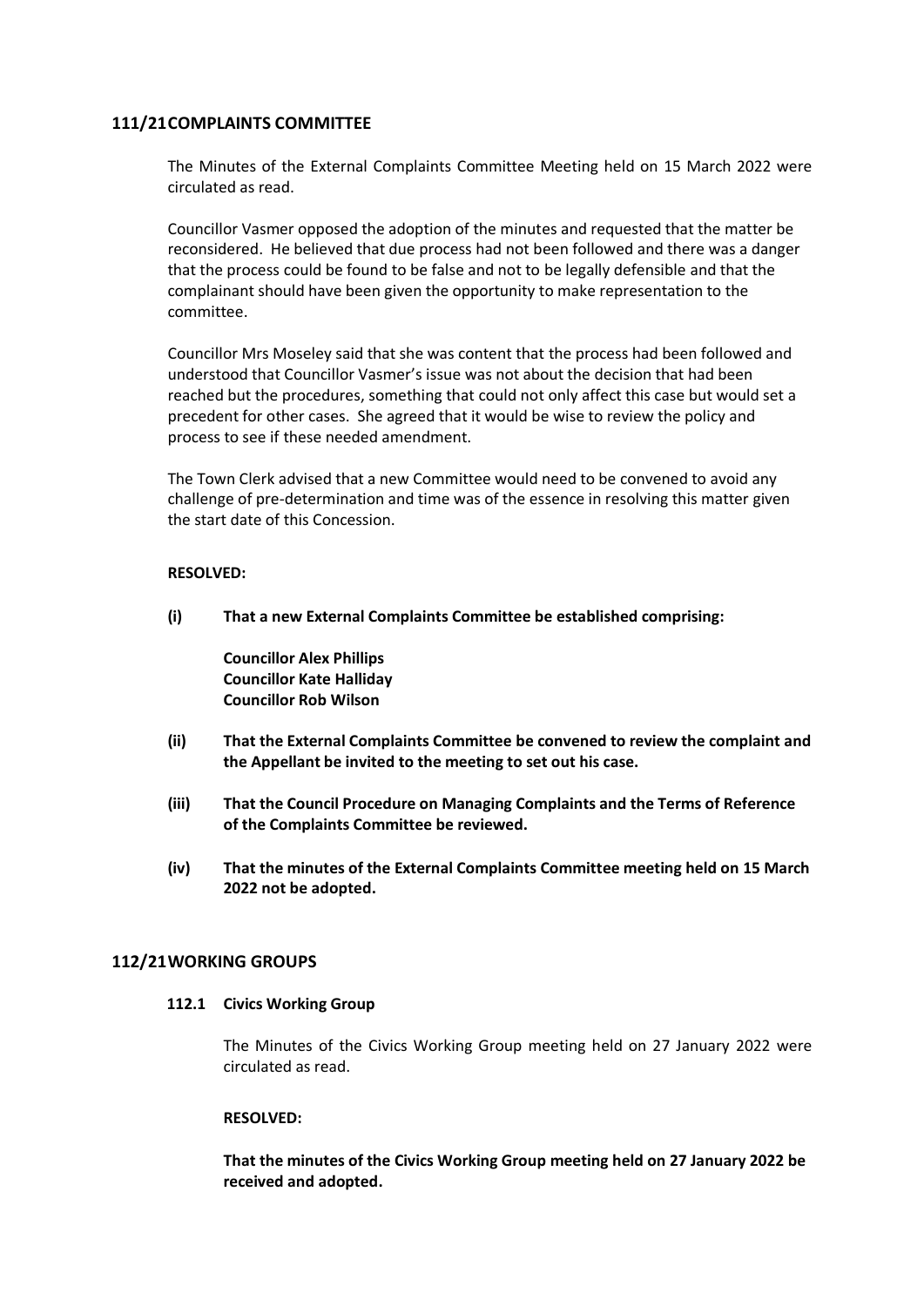## 111/21 COMPLAINTS COMMITTEE

The Minutes of the External Complaints Committee Meeting held on 15 March 2022 were circulated as read.

Councillor Vasmer opposed the adoption of the minutes and requested that the matter be reconsidered. He believed that due process had not been followed and there was a danger that the process could be found to be false and not to be legally defensible and that the complainant should have been given the opportunity to make representation to the committee.

Councillor Mrs Moseley said that she was content that the process had been followed and understood that Councillor Vasmer's issue was not about the decision that had been reached but the procedures, something that could not only affect this case but would set a precedent for other cases. She agreed that it would be wise to review the policy and process to see if these needed amendment.

The Town Clerk advised that a new Committee would need to be convened to avoid any challenge of pre-determination and time was of the essence in resolving this matter given the start date of this Concession.

**RESOLVED:**

**(i) That a new External Complaints Committee be established comprising:**

**Councillor Alex Phillips**
**Councillor Kate Halliday**
**Councillor Rob Wilson**

**(ii) That the External Complaints Committee be convened to review the complaint and the Appellant be invited to the meeting to set out his case.**

**(iii) That the Council Procedure on Managing Complaints and the Terms of Reference of the Complaints Committee be reviewed.**

**(iv) That the minutes of the External Complaints Committee meeting held on 15 March 2022 not be adopted.**

## 112/21 WORKING GROUPS

### 112.1 Civics Working Group

The Minutes of the Civics Working Group meeting held on 27 January 2022 were circulated as read.

**RESOLVED:**

**That the minutes of the Civics Working Group meeting held on 27 January 2022 be received and adopted.**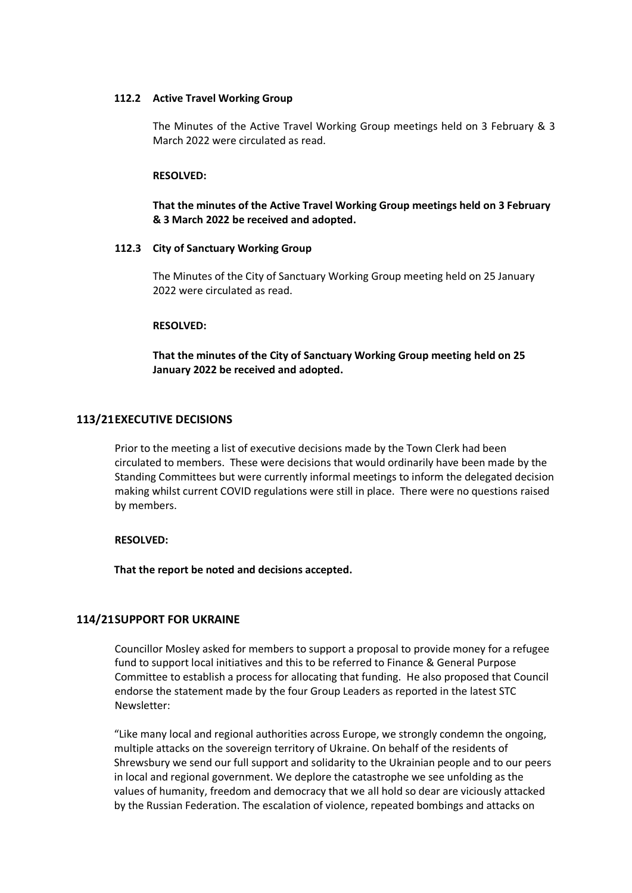### 112.2 Active Travel Working Group

The Minutes of the Active Travel Working Group meetings held on 3 February & 3 March 2022 were circulated as read.

**RESOLVED:**

**That the minutes of the Active Travel Working Group meetings held on 3 February & 3 March 2022 be received and adopted.**

### 112.3 City of Sanctuary Working Group

The Minutes of the City of Sanctuary Working Group meeting held on 25 January 2022 were circulated as read.

**RESOLVED:**

**That the minutes of the City of Sanctuary Working Group meeting held on 25 January 2022 be received and adopted.**

## 113/21 EXECUTIVE DECISIONS

Prior to the meeting a list of executive decisions made by the Town Clerk had been circulated to members. These were decisions that would ordinarily have been made by the Standing Committees but were currently informal meetings to inform the delegated decision making whilst current COVID regulations were still in place. There were no questions raised by members.

**RESOLVED:**

**That the report be noted and decisions accepted.**

## 114/21 SUPPORT FOR UKRAINE

Councillor Mosley asked for members to support a proposal to provide money for a refugee fund to support local initiatives and this to be referred to Finance & General Purpose Committee to establish a process for allocating that funding. He also proposed that Council endorse the statement made by the four Group Leaders as reported in the latest STC Newsletter:

"Like many local and regional authorities across Europe, we strongly condemn the ongoing, multiple attacks on the sovereign territory of Ukraine. On behalf of the residents of Shrewsbury we send our full support and solidarity to the Ukrainian people and to our peers in local and regional government. We deplore the catastrophe we see unfolding as the values of humanity, freedom and democracy that we all hold so dear are viciously attacked by the Russian Federation. The escalation of violence, repeated bombings and attacks on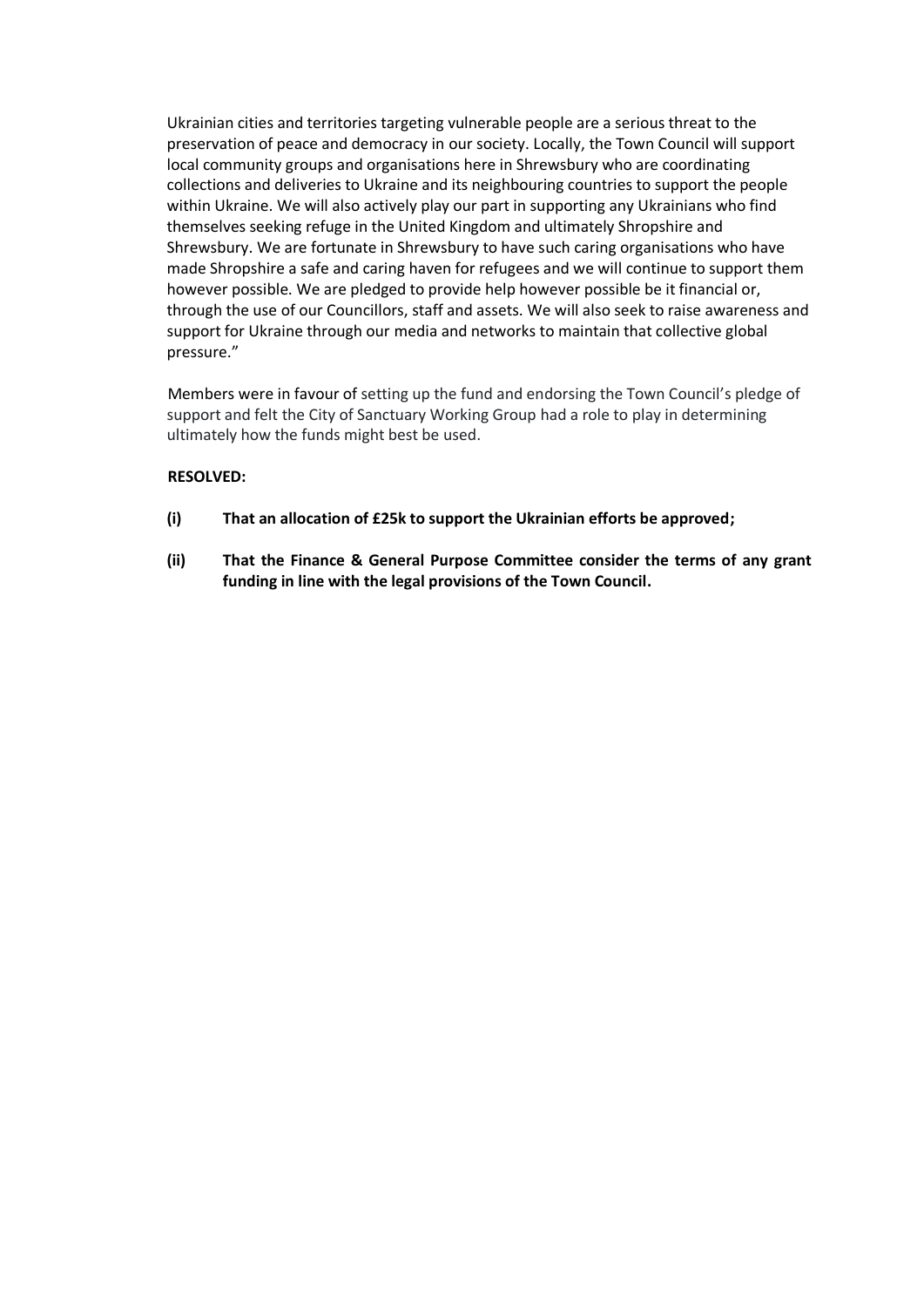Ukrainian cities and territories targeting vulnerable people are a serious threat to the preservation of peace and democracy in our society. Locally, the Town Council will support local community groups and organisations here in Shrewsbury who are coordinating collections and deliveries to Ukraine and its neighbouring countries to support the people within Ukraine. We will also actively play our part in supporting any Ukrainians who find themselves seeking refuge in the United Kingdom and ultimately Shropshire and Shrewsbury. We are fortunate in Shrewsbury to have such caring organisations who have made Shropshire a safe and caring haven for refugees and we will continue to support them however possible. We are pledged to provide help however possible be it financial or, through the use of our Councillors, staff and assets. We will also seek to raise awareness and support for Ukraine through our media and networks to maintain that collective global pressure."

Members were in favour of setting up the fund and endorsing the Town Council's pledge of support and felt the City of Sanctuary Working Group had a role to play in determining ultimately how the funds might best be used.

**RESOLVED:**

**(i) That an allocation of £25k to support the Ukrainian efforts be approved;**

**(ii) That the Finance & General Purpose Committee consider the terms of any grant funding in line with the legal provisions of the Town Council.**